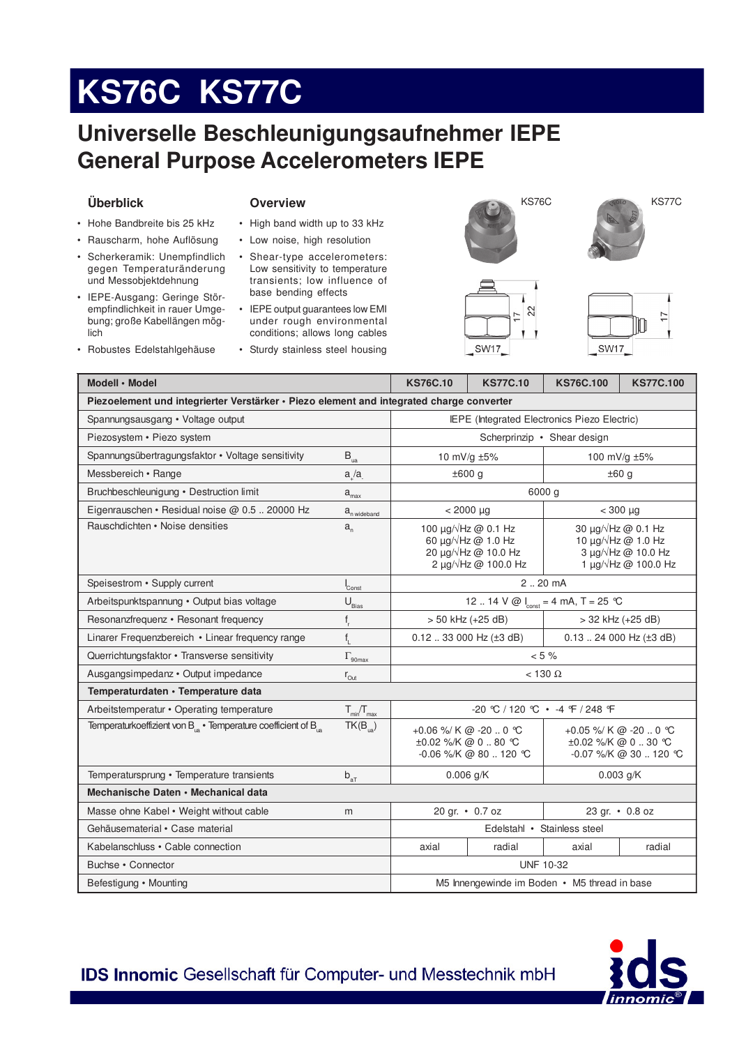# KS76C KS77C

## Universelle Beschleunigungsaufnehmer IEPE
## General Purpose Accelerometers IEPE

### Überblick

- Hohe Bandbreite bis 25 kHz
- Rauscharm, hohe Auflösung
- Scherkeramik: Unempfindlich gegen Temperaturänderung und Messobjektdehnung
- IEPE-Ausgang: Geringe Störempfindlichkeit in rauer Umgebung; große Kabellängen möglich
- Robustes Edelstahlgehäuse

### Overview

- High band width up to 33 kHz
- Low noise, high resolution
- Shear-type accelerometers: Low sensitivity to temperature transients; low influence of base bending effects
- IEPE output guarantees low EMI under rough environmental conditions; allows long cables
- Sturdy stainless steel housing

KS76C KS77C

SW17 17 22 SW17 17

| Modell • Model | | KS76C.10 | KS77C.10 | KS76C.100 | KS77C.100 |
|---|---|---|---|---|---|
| **Piezoelement und integrierter Verstärker • Piezo element and integrated charge converter** | | | | | |
| Spannungsausgang • Voltage output | | IEPE (Integrated Electronics Piezo Electric) | | | |
| Piezosystem • Piezo system | | Scherprinzip • Shear design | | | |
| Spannungsübertragungsfaktor • Voltage sensitivity | $B_{ua}$ | 10 mV/g ±5% | | 100 mV/g ±5% | |
| Messbereich • Range | $a_+/a_-$ | ±600 g | | ±60 g | |
| Bruchbeschleunigung • Destruction limit | $a_{max}$ | 6000 g | | | |
| Eigenrauschen • Residual noise @ 0.5 .. 20000 Hz | $a_{n\,wideband}$ | < 2000 µg | | < 300 µg | |
| Rauschdichten • Noise densities | $a_n$ | 100 µg/√Hz @ 0.1 Hz<br>60 µg/√Hz @ 1.0 Hz<br>20 µg/√Hz @ 10.0 Hz<br>2 µg/√Hz @ 100.0 Hz | | 30 µg/√Hz @ 0.1 Hz<br>10 µg/√Hz @ 1.0 Hz<br>3 µg/√Hz @ 10.0 Hz<br>1 µg/√Hz @ 100.0 Hz | |
| Speisestrom • Supply current | $I_{Const}$ | 2 .. 20 mA | | | |
| Arbeitspunktspannung • Output bias voltage | $U_{Bias}$ | 12 .. 14 V @ $I_{const}$ = 4 mA, T = 25 °C | | | |
| Resonanzfrequenz • Resonant frequency | $f_r$ | > 50 kHz (+25 dB) | | > 32 kHz (+25 dB) | |
| Linarer Frequenzbereich • Linear frequency range | $f_L$ | 0.12 .. 33 000 Hz (±3 dB) | | 0.13 .. 24 000 Hz (±3 dB) | |
| Querrichtungsfaktor • Transverse sensitivity | $\Gamma_{90max}$ | < 5 % | | | |
| Ausgangsimpedanz • Output impedance | $r_{Out}$ | < 130 Ω | | | |
| **Temperaturdaten • Temperature data** | | | | | |
| Arbeitstemperatur • Operating temperature | $T_{min}/T_{max}$ | -20 °C / 120 °C • -4 °F / 248 °F | | | |
| Temperaturkoeffizient von $B_{ua}$ • Temperature coefficient of $B_{ua}$ | $TK(B_{ua})$ | +0.06 %/ K @ -20 .. 0 °C<br>±0.02 %/K @ 0 .. 80 °C<br>-0.06 %/K @ 80 .. 120 °C | | +0.05 %/ K @ -20 .. 0 °C<br>±0.02 %/K @ 0 .. 30 °C<br>-0.07 %/K @ 30 .. 120 °C | |
| Temperatursprung • Temperature transients | $b_{aT}$ | 0.006 g/K | | 0.003 g/K | |
| **Mechanische Daten • Mechanical data** | | | | | |
| Masse ohne Kabel • Weight without cable | m | 20 gr. • 0.7 oz | | 23 gr. • 0.8 oz | |
| Gehäusematerial • Case material | | Edelstahl • Stainless steel | | | |
| Kabelanschluss • Cable connection | | axial | radial | axial | radial |
| Buchse • Connector | | UNF 10-32 | | | |
| Befestigung • Mounting | | M5 Innengewinde im Boden • M5 thread in base | | | |

**IDS Innomic** Gesellschaft für Computer- und Messtechnik mbH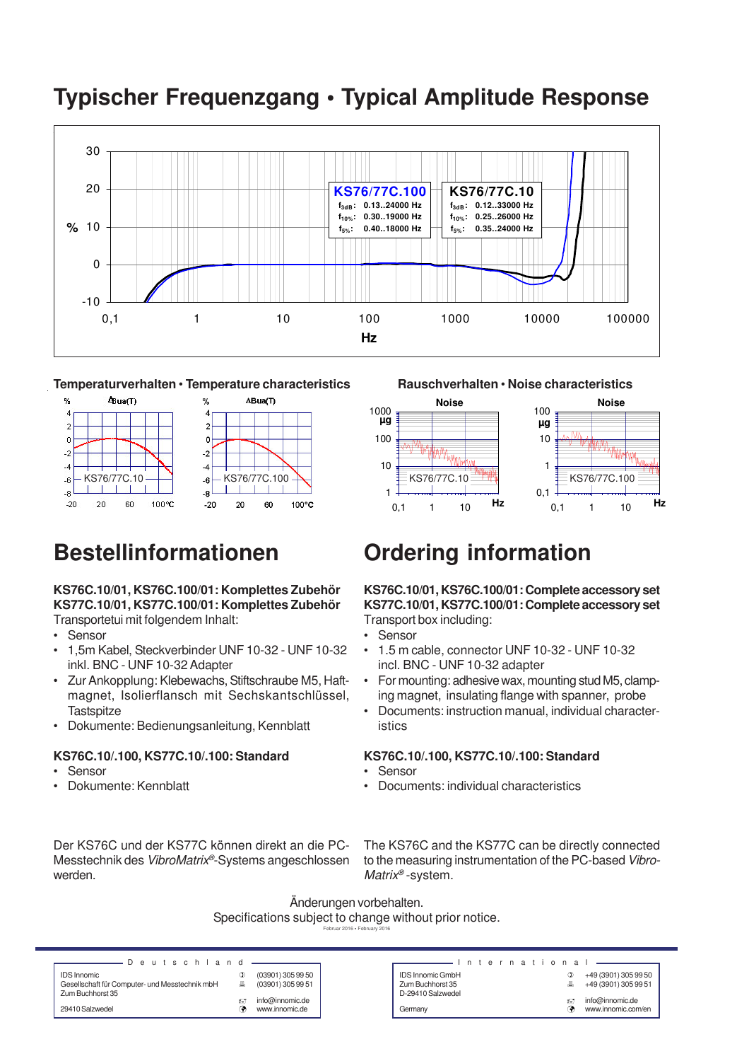# Typischer Frequenzgang • Typical Amplitude Response

30
20
% 10
0
-10
0,1 1 10 100 1000 10000 100000
Hz

**KS76/77C.100**
$f_{3dB}$: 0.13..24000 Hz
$f_{10\%}$: 0.30..19000 Hz
$f_{5\%}$: 0.40..18000 Hz

**KS76/77C.10**
$f_{3dB}$: 0.12..33000 Hz
$f_{10\%}$: 0.25..26000 Hz
$f_{5\%}$: 0.35..24000 Hz

**Temperaturverhalten • Temperature characteristics**

% ΔBua(T)
4 2 0 -2 -4 -6 -8
-20 20 60 100°C
KS76/77C.10

% ΔBua(T)
4 2 0 -2 -4 -6 -8
-20 20 60 100°C
KS76/77C.100

**Rauschverhalten • Noise characteristics**

Noise
1000 µg
100
10
1
0,1 1 10 Hz
KS76/77C.10

Noise
100 µg
10
1
0,1
0,1 1 10 Hz
KS76/77C.100

## Bestellinformationen

**KS76C.10/01, KS76C.100/01: Komplettes Zubehör**
**KS77C.10/01, KS77C.100/01: Komplettes Zubehör**
Transportetui mit folgendem Inhalt:

- Sensor
- 1,5m Kabel, Steckverbinder UNF 10-32 - UNF 10-32 inkl. BNC - UNF 10-32 Adapter
- Zur Ankopplung: Klebewachs, Stiftschraube M5, Haftmagnet, Isolierflansch mit Sechskantschlüssel, Tastspitze
- Dokumente: Bedienungsanleitung, Kennblatt

**KS76C.10/.100, KS77C.10/.100: Standard**

- Sensor
- Dokumente: Kennblatt

Der KS76C und der KS77C können direkt an die PC-Messtechnik des *VibroMatrix®*-Systems angeschlossen werden.

## Ordering information

**KS76C.10/01, KS76C.100/01: Complete accessory set**
**KS77C.10/01, KS77C.100/01: Complete accessory set**
Transport box including:

- Sensor
- 1.5 m cable, connector UNF 10-32 - UNF 10-32 incl. BNC - UNF 10-32 adapter
- For mounting: adhesive wax, mounting stud M5, clamping magnet, insulating flange with spanner, probe
- Documents: instruction manual, individual characteristics

**KS76C.10/.100, KS77C.10/.100: Standard**

- Sensor
- Documents: individual characteristics

The KS76C and the KS77C can be directly connected to the measuring instrumentation of the PC-based *VibroMatrix®*-system.

Änderungen vorbehalten.
Specifications subject to change without prior notice.
Februar 2016 • February 2016

**Deutschland**

IDS Innomic
Gesellschaft für Computer- und Messtechnik mbH
Zum Buchhorst 35
29410 Salzwedel

(03901) 305 99 50
(03901) 305 99 51
info@innomic.de
www.innomic.de

**International**

IDS Innomic GmbH
Zum Buchhorst 35
D-29410 Salzwedel
Germany

+49 (3901) 305 99 50
+49 (3901) 305 99 51
info@innomic.de
www.innomic.com/en